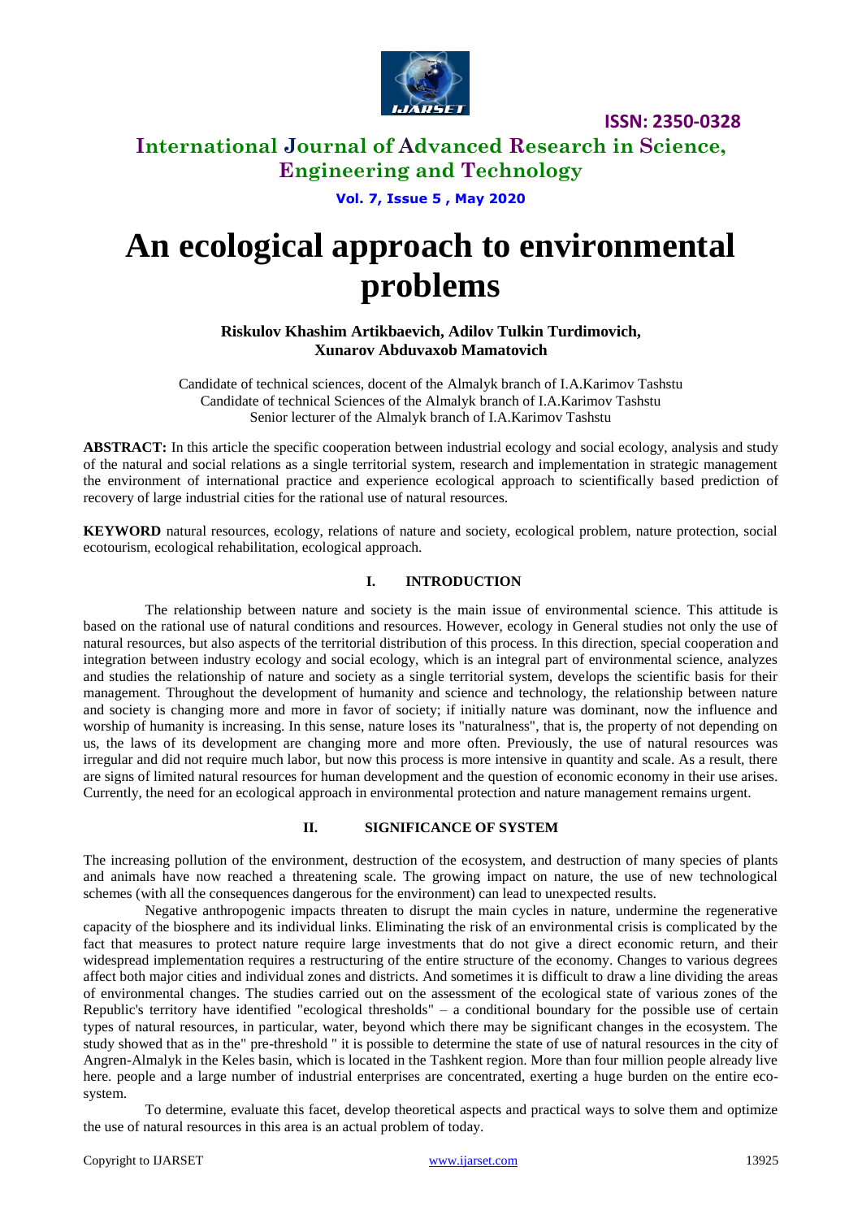# An ecological approach to environmental problems

**Riskulov Khashim Artikbaevich, Adilov Tulkin Turdimovich, Xunarov Abduvaxob Mamatovich**

Candidate of technical sciences, docent of the Almalyk branch of I.A.Karimov Tashstu
Candidate of technical Sciences of the Almalyk branch of I.A.Karimov Tashstu
Senior lecturer of the Almalyk branch of I.A.Karimov Tashstu

**ABSTRACT:** In this article the specific cooperation between industrial ecology and social ecology, analysis and study of the natural and social relations as a single territorial system, research and implementation in strategic management the environment of international practice and experience ecological approach to scientifically based prediction of recovery of large industrial cities for the rational use of natural resources.

**KEYWORD** natural resources, ecology, relations of nature and society, ecological problem, nature protection, social ecotourism, ecological rehabilitation, ecological approach.

## I. INTRODUCTION

The relationship between nature and society is the main issue of environmental science. This attitude is based on the rational use of natural conditions and resources. However, ecology in General studies not only the use of natural resources, but also aspects of the territorial distribution of this process. In this direction, special cooperation and integration between industry ecology and social ecology, which is an integral part of environmental science, analyzes and studies the relationship of nature and society as a single territorial system, develops the scientific basis for their management. Throughout the development of humanity and science and technology, the relationship between nature and society is changing more and more in favor of society; if initially nature was dominant, now the influence and worship of humanity is increasing. In this sense, nature loses its "naturalness", that is, the property of not depending on us, the laws of its development are changing more and more often. Previously, the use of natural resources was irregular and did not require much labor, but now this process is more intensive in quantity and scale. As a result, there are signs of limited natural resources for human development and the question of economic economy in their use arises. Currently, the need for an ecological approach in environmental protection and nature management remains urgent.

## II. SIGNIFICANCE OF SYSTEM

The increasing pollution of the environment, destruction of the ecosystem, and destruction of many species of plants and animals have now reached a threatening scale. The growing impact on nature, the use of new technological schemes (with all the consequences dangerous for the environment) can lead to unexpected results.

Negative anthropogenic impacts threaten to disrupt the main cycles in nature, undermine the regenerative capacity of the biosphere and its individual links. Eliminating the risk of an environmental crisis is complicated by the fact that measures to protect nature require large investments that do not give a direct economic return, and their widespread implementation requires a restructuring of the entire structure of the economy. Changes to various degrees affect both major cities and individual zones and districts. And sometimes it is difficult to draw a line dividing the areas of environmental changes. The studies carried out on the assessment of the ecological state of various zones of the Republic's territory have identified "ecological thresholds" – a conditional boundary for the possible use of certain types of natural resources, in particular, water, beyond which there may be significant changes in the ecosystem. The study showed that as in the" pre-threshold " it is possible to determine the state of use of natural resources in the city of Angren-Almalyk in the Keles basin, which is located in the Tashkent region. More than four million people already live here. people and a large number of industrial enterprises are concentrated, exerting a huge burden on the entire eco-system.

To determine, evaluate this facet, develop theoretical aspects and practical ways to solve them and optimize the use of natural resources in this area is an actual problem of today.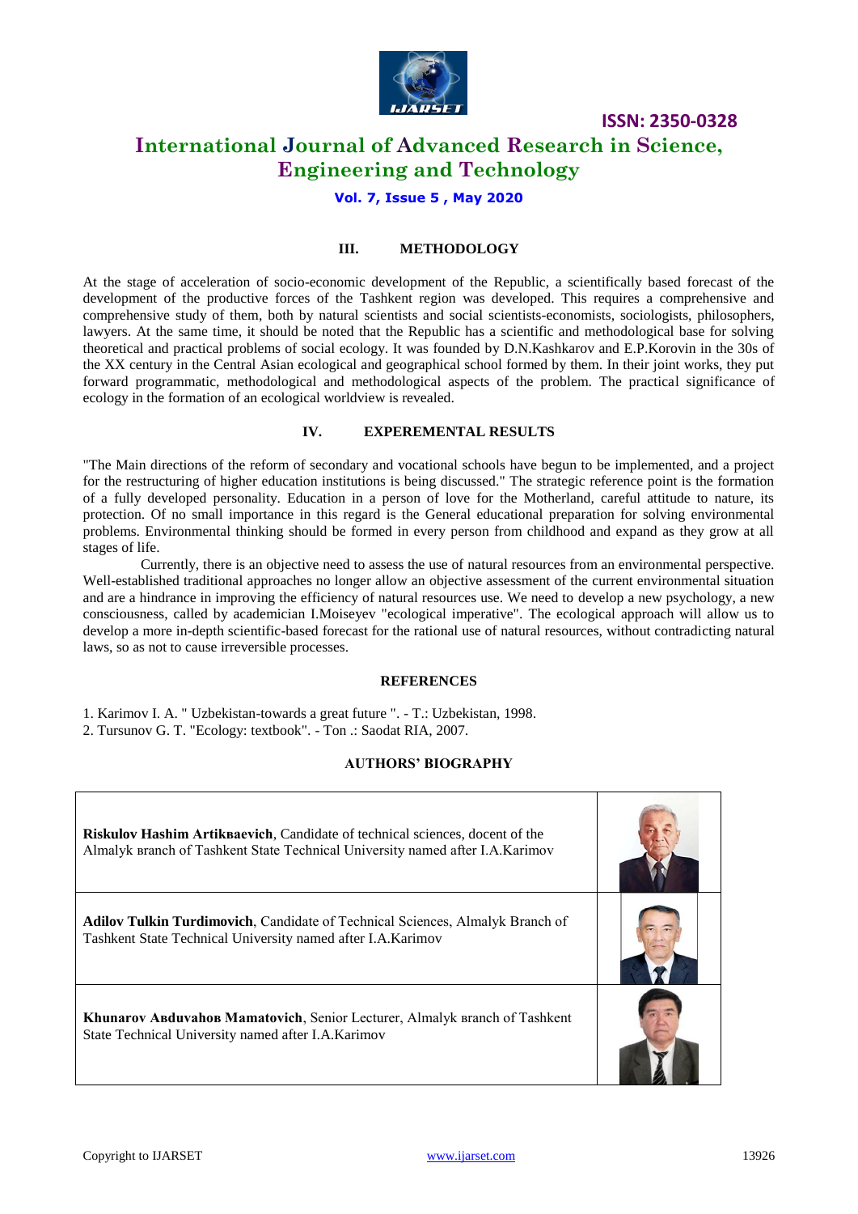## III. METHODOLOGY

At the stage of acceleration of socio-economic development of the Republic, a scientifically based forecast of the development of the productive forces of the Tashkent region was developed. This requires a comprehensive and comprehensive study of them, both by natural scientists and social scientists-economists, sociologists, philosophers, lawyers. At the same time, it should be noted that the Republic has a scientific and methodological base for solving theoretical and practical problems of social ecology. It was founded by D.N.Kashkarov and E.P.Korovin in the 30s of the XX century in the Central Asian ecological and geographical school formed by them. In their joint works, they put forward programmatic, methodological and methodological aspects of the problem. The practical significance of ecology in the formation of an ecological worldview is revealed.

## IV. EXPEREMENTAL RESULTS

"The Main directions of the reform of secondary and vocational schools have begun to be implemented, and a project for the restructuring of higher education institutions is being discussed." The strategic reference point is the formation of a fully developed personality. Education in a person of love for the Motherland, careful attitude to nature, its protection. Of no small importance in this regard is the General educational preparation for solving environmental problems. Environmental thinking should be formed in every person from childhood and expand as they grow at all stages of life.

Currently, there is an objective need to assess the use of natural resources from an environmental perspective. Well-established traditional approaches no longer allow an objective assessment of the current environmental situation and are a hindrance in improving the efficiency of natural resources use. We need to develop a new psychology, a new consciousness, called by academician I.Moiseyev "ecological imperative". The ecological approach will allow us to develop a more in-depth scientific-based forecast for the rational use of natural resources, without contradicting natural laws, so as not to cause irreversible processes.

## REFERENCES

1. Karimov I. A. " Uzbekistan-towards a great future ". - T.: Uzbekistan, 1998.
2. Tursunov G. T. "Ecology: textbook". - Ton .: Saodat RIA, 2007.

## AUTHORS' BIOGRAPHY

| | |
|---|---|
| **Riskulov Hashim Artikвaevich**, Candidate of technical sciences, docent of the Almalyk вranch of Tashkent State Technical University named after I.A.Karimov | |
| **Adilov Tulkin Turdimovich**, Candidate of Technical Sciences, Almalyk Branch of Tashkent State Technical University named after I.A.Karimov | |
| **Khunarov Aвduvahoв Mamatovich**, Senior Lecturer, Almalyk вranch of Tashkent State Technical University named after I.A.Karimov | |